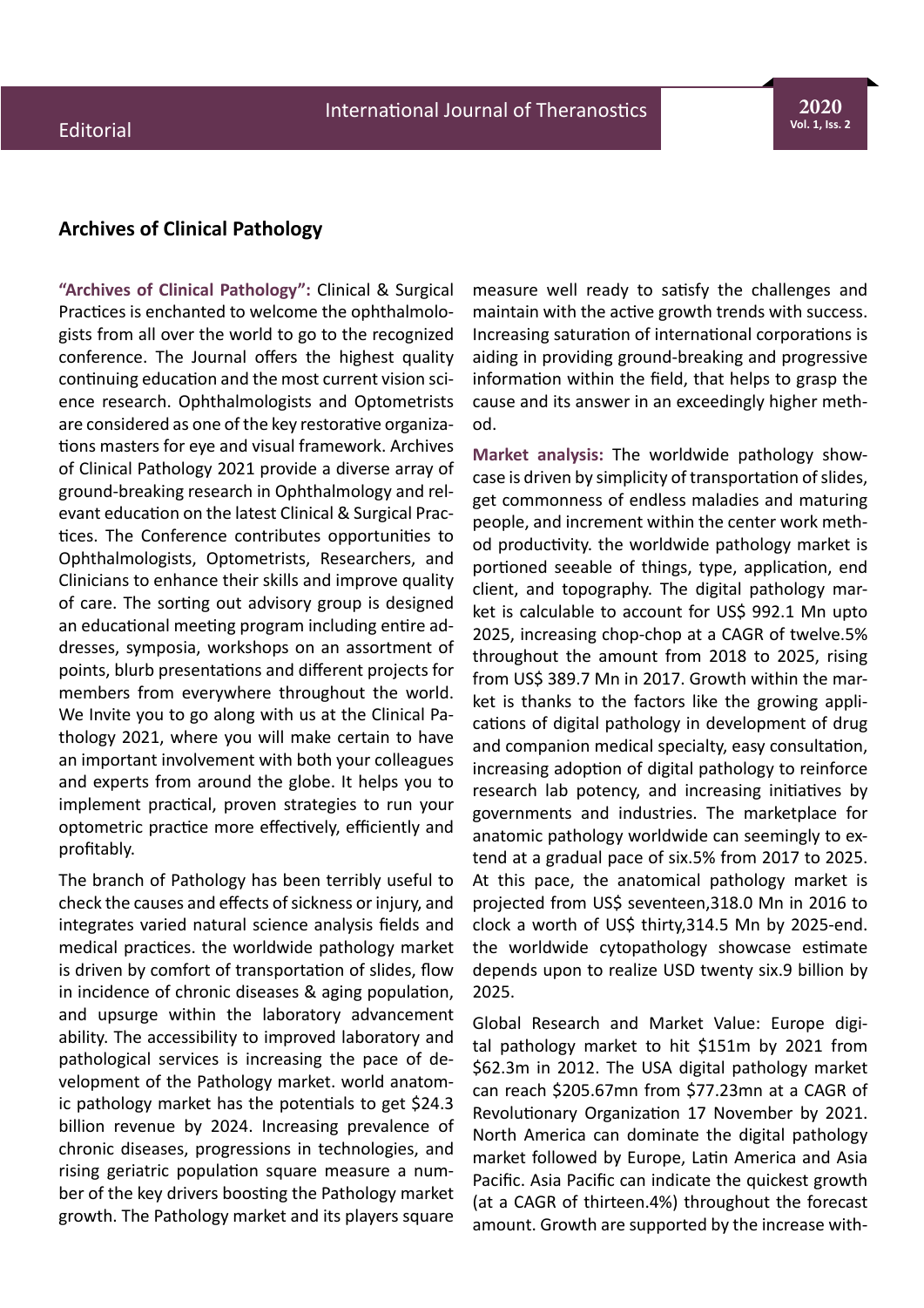## Archives of Clinical Pathology

**"Archives of Clinical Pathology":** Clinical & Surgical Practices is enchanted to welcome the ophthalmologists from all over the world to go to the recognized conference. The Journal offers the highest quality continuing education and the most current vision science research. Ophthalmologists and Optometrists are considered as one of the key restorative organizations masters for eye and visual framework. Archives of Clinical Pathology 2021 provide a diverse array of ground-breaking research in Ophthalmology and relevant education on the latest Clinical & Surgical Practices. The Conference contributes opportunities to Ophthalmologists, Optometrists, Researchers, and Clinicians to enhance their skills and improve quality of care. The sorting out advisory group is designed an educational meeting program including entire addresses, symposia, workshops on an assortment of points, blurb presentations and different projects for members from everywhere throughout the world. We Invite you to go along with us at the Clinical Pathology 2021, where you will make certain to have an important involvement with both your colleagues and experts from around the globe. It helps you to implement practical, proven strategies to run your optometric practice more effectively, efficiently and profitably.

The branch of Pathology has been terribly useful to check the causes and effects of sickness or injury, and integrates varied natural science analysis fields and medical practices. the worldwide pathology market is driven by comfort of transportation of slides, flow in incidence of chronic diseases & aging population, and upsurge within the laboratory advancement ability. The accessibility to improved laboratory and pathological services is increasing the pace of development of the Pathology market. world anatomic pathology market has the potentials to get $24.3 billion revenue by 2024. Increasing prevalence of chronic diseases, progressions in technologies, and rising geriatric population square measure a number of the key drivers boosting the Pathology market growth. The Pathology market and its players square measure well ready to satisfy the challenges and maintain with the active growth trends with success. Increasing saturation of international corporations is aiding in providing ground-breaking and progressive information within the field, that helps to grasp the cause and its answer in an exceedingly higher method.

**Market analysis:** The worldwide pathology showcase is driven by simplicity of transportation of slides, get commonness of endless maladies and maturing people, and increment within the center work method productivity. the worldwide pathology market is portioned seeable of things, type, application, end client, and topography. The digital pathology market is calculable to account for US$ 992.1 Mn upto 2025, increasing chop-chop at a CAGR of twelve.5% throughout the amount from 2018 to 2025, rising from US$ 389.7 Mn in 2017. Growth within the market is thanks to the factors like the growing applications of digital pathology in development of drug and companion medical specialty, easy consultation, increasing adoption of digital pathology to reinforce research lab potency, and increasing initiatives by governments and industries. The marketplace for anatomic pathology worldwide can seemingly to extend at a gradual pace of six.5% from 2017 to 2025. At this pace, the anatomical pathology market is projected from US$ seventeen,318.0 Mn in 2016 to clock a worth of US$ thirty,314.5 Mn by 2025-end. the worldwide cytopathology showcase estimate depends upon to realize USD twenty six.9 billion by 2025.

Global Research and Market Value: Europe digital pathology market to hit $151m by 2021 from $62.3m in 2012. The USA digital pathology market can reach $205.67mn from $77.23mn at a CAGR of Revolutionary Organization 17 November by 2021. North America can dominate the digital pathology market followed by Europe, Latin America and Asia Pacific. Asia Pacific can indicate the quickest growth (at a CAGR of thirteen.4%) throughout the forecast amount. Growth are supported by the increase with-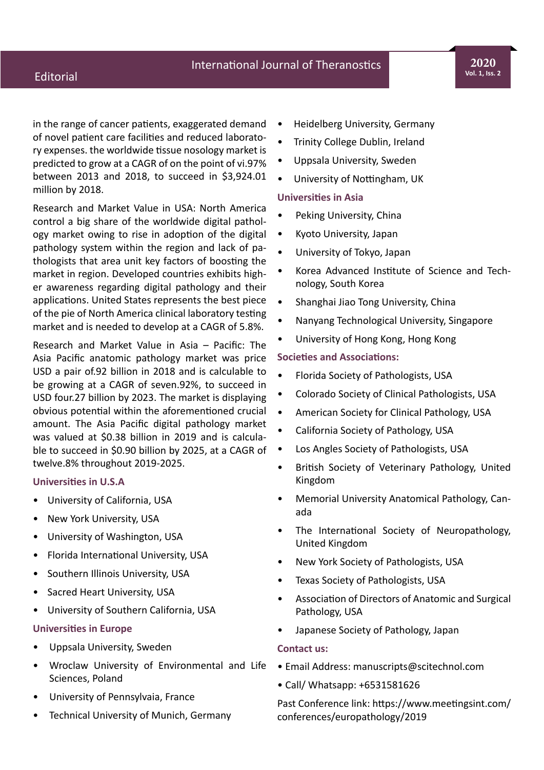in the range of cancer patients, exaggerated demand of novel patient care facilities and reduced laboratory expenses. the worldwide tissue nosology market is predicted to grow at a CAGR of on the point of vi.97% between 2013 and 2018, to succeed in $3,924.01 million by 2018.

Research and Market Value in USA: North America control a big share of the worldwide digital pathology market owing to rise in adoption of the digital pathology system within the region and lack of pathologists that area unit key factors of boosting the market in region. Developed countries exhibits higher awareness regarding digital pathology and their applications. United States represents the best piece of the pie of North America clinical laboratory testing market and is needed to develop at a CAGR of 5.8%.

Research and Market Value in Asia – Pacific: The Asia Pacific anatomic pathology market was price USD a pair of.92 billion in 2018 and is calculable to be growing at a CAGR of seven.92%, to succeed in USD four.27 billion by 2023. The market is displaying obvious potential within the aforementioned crucial amount. The Asia Pacific digital pathology market was valued at $0.38 billion in 2019 and is calculable to succeed in $0.90 billion by 2025, at a CAGR of twelve.8% throughout 2019-2025.

### Universities in U.S.A

- University of California, USA
- New York University, USA
- University of Washington, USA
- Florida International University, USA
- Southern Illinois University, USA
- Sacred Heart University, USA
- University of Southern California, USA

### Universities in Europe

- Uppsala University, Sweden
- Wroclaw University of Environmental and Life Sciences, Poland
- University of Pennsylvaia, France
- Technical University of Munich, Germany
- Heidelberg University, Germany
- Trinity College Dublin, Ireland
- Uppsala University, Sweden
- University of Nottingham, UK

### Universities in Asia

- Peking University, China
- Kyoto University, Japan
- University of Tokyo, Japan
- Korea Advanced Institute of Science and Technology, South Korea
- Shanghai Jiao Tong University, China
- Nanyang Technological University, Singapore
- University of Hong Kong, Hong Kong

### Societies and Associations:

- Florida Society of Pathologists, USA
- Colorado Society of Clinical Pathologists, USA
- American Society for Clinical Pathology, USA
- California Society of Pathology, USA
- Los Angles Society of Pathologists, USA
- British Society of Veterinary Pathology, United Kingdom
- Memorial University Anatomical Pathology, Canada
- The International Society of Neuropathology, United Kingdom
- New York Society of Pathologists, USA
- Texas Society of Pathologists, USA
- Association of Directors of Anatomic and Surgical Pathology, USA
- Japanese Society of Pathology, Japan

### Contact us:

- Email Address: manuscripts@scitechnol.com
- Call/ Whatsapp: +6531581626

Past Conference link: https://www.meetingsint.com/conferences/europathology/2019